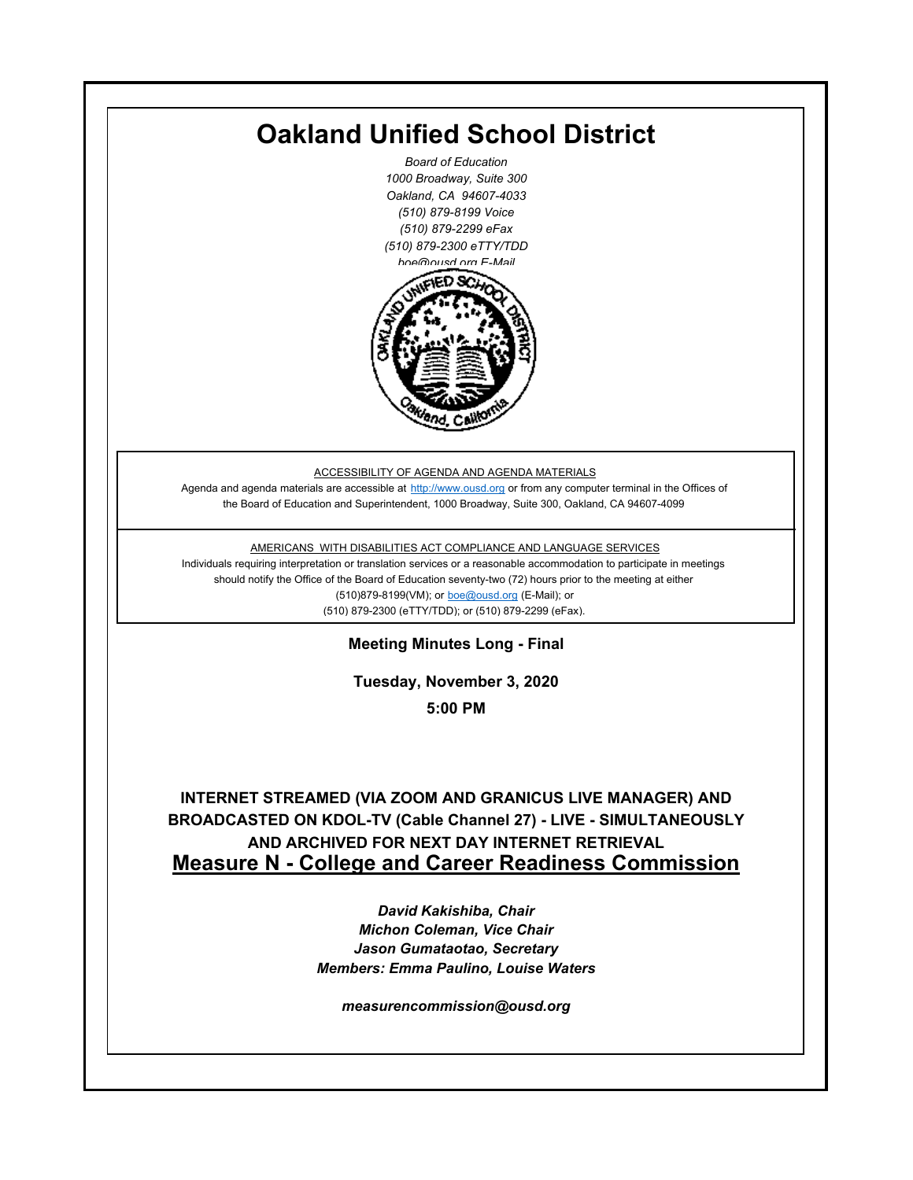# Oakland Unified School District

*Board of Education*
*1000 Broadway, Suite 300*
*Oakland, CA 94607-4033*
*(510) 879-8199 Voice*
*(510) 879-2299 eFax*
*(510) 879-2300 eTTY/TDD*
*boe@ousd.org E-Mail*

ACCESSIBILITY OF AGENDA AND AGENDA MATERIALS

Agenda and agenda materials are accessible at http://www.ousd.org or from any computer terminal in the Offices of the Board of Education and Superintendent, 1000 Broadway, Suite 300, Oakland, CA 94607-4099

AMERICANS WITH DISABILITIES ACT COMPLIANCE AND LANGUAGE SERVICES

Individuals requiring interpretation or translation services or a reasonable accommodation to participate in meetings should notify the Office of the Board of Education seventy-two (72) hours prior to the meeting at either (510)879-8199(VM); or boe@ousd.org (E-Mail); or (510) 879-2300 (eTTY/TDD); or (510) 879-2299 (eFax).

**Meeting Minutes Long - Final**

**Tuesday, November 3, 2020**

**5:00 PM**

**INTERNET STREAMED (VIA ZOOM AND GRANICUS LIVE MANAGER) AND BROADCASTED ON KDOL-TV (Cable Channel 27) - LIVE - SIMULTANEOUSLY AND ARCHIVED FOR NEXT DAY INTERNET RETRIEVAL**

## Measure N - College and Career Readiness Commission

***David Kakishiba, Chair***
***Michon Coleman, Vice Chair***
***Jason Gumataotao, Secretary***
***Members: Emma Paulino, Louise Waters***

***measurencommission@ousd.org***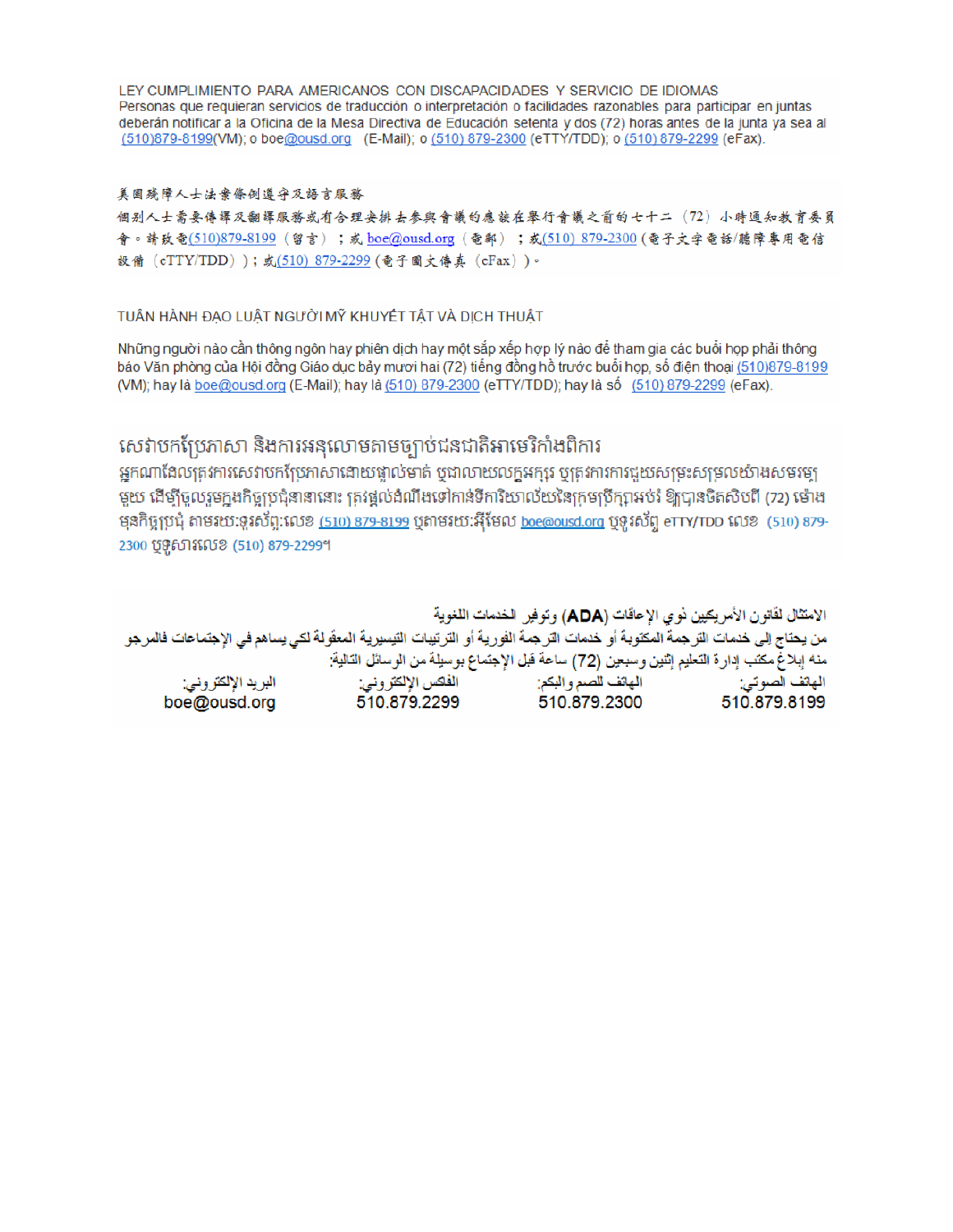LEY CUMPLIMIENTO PARA AMERICANOS CON DISCAPACIDADES Y SERVICIO DE IDIOMAS
Personas que requieran servicios de traducción o interpretación o facilidades razonables para participar en juntas deberán notificar a la Oficina de la Mesa Directiva de Educación setenta y dos (72) horas antes de la junta ya sea al (510)879-8199(VM); o boe@ousd.org (E-Mail); o (510) 879-2300 (eTTY/TDD); o (510) 879-2299 (eFax).

美國殘障人士法案條例遵守及語言服務
個別人士需要傳譯及翻譯服務或有合理安排去參與會議的應該在舉行會議之前的七十二（72）小時通知教育委員會。請致電(510)879-8199（留言）；或 boe@ousd.org（電郵）；或(510) 879-2300 (電子文字電話/聽障專用電信設備（eTTY/TDD））；或(510) 879-2299 (電子圖文傳真（eFax）)。

TUÂN HÀNH ĐẠO LUẬT NGƯỜI MỸ KHUYẾT TẬT VÀ DỊCH THUẬT

Những người nào cần thông ngôn hay phiên dịch hay một sắp xếp hợp lý nào để tham gia các buổi họp phải thông báo Văn phòng của Hội đồng Giáo dục bảy mươi hai (72) tiếng đồng hồ trước buổi họp, số điện thoại (510)879-8199 (VM); hay là boe@ousd.org (E-Mail); hay là (510) 879-2300 (eTTY/TDD); hay là số (510) 879-2299 (eFax).

សេវាបកប្រែភាសា និងការអនុលោមតាមច្បាប់ជនជាតិអាមេរិកាំងពិការ
អ្នកណាដែលត្រូវការសេវាបកប្រែភាសាដោយផ្ទាល់មាត់ ឬជាលាយលក្ខអក្សរ ឬត្រូវការការជួយសម្រះសម្រួលយ៉ាងសមរម្យមួយ ដើម្បីចូលរួមក្នុងកិច្ចប្រជុំនានានោះ ត្រូវផ្តល់ដំណឹងទៅកាន់ទីការិយាល័យនៃក្រុមប្រឹក្សាអប់រំ ឱ្យបានចិតសិបពីរ (72) ម៉ោង មុនកិច្ចប្រជុំ តាមរយៈទូរស័ព្ទ:លេខ (510) 879-8199 ឬតាមរយៈអ៊ីមែល boe@ousd.org ឬទូរស័ព្ទ eTTY/TDD លេខ (510) 879-2300 ឬទូសារលេខ (510) 879-2299។

الامتثال لقانون الأمريكيين ذوي الإعاقات (ADA) وتوفير الخدمات اللغوية
من يحتاج إلى خدمات الترجمة المكتوبة أو خدمات الترجمة الفورية أو الترتيبات التيسيرية المعقولة لكي يساهم في الإجتماعات فالمرجو منه إبلاغ مكتب إدارة التعليم إثنين وسبعين (72) ساعة قبل الإجتماع بوسيلة من الوسائل التالية:

| الهاتف الصوتي: | الهاتف للصم والبكم: | الفاكس الإلكتروني: | البريد الإلكتروني: |
| --- | --- | --- | --- |
| 510.879.8199 | 510.879.2300 | 510.879.2299 | boe@ousd.org |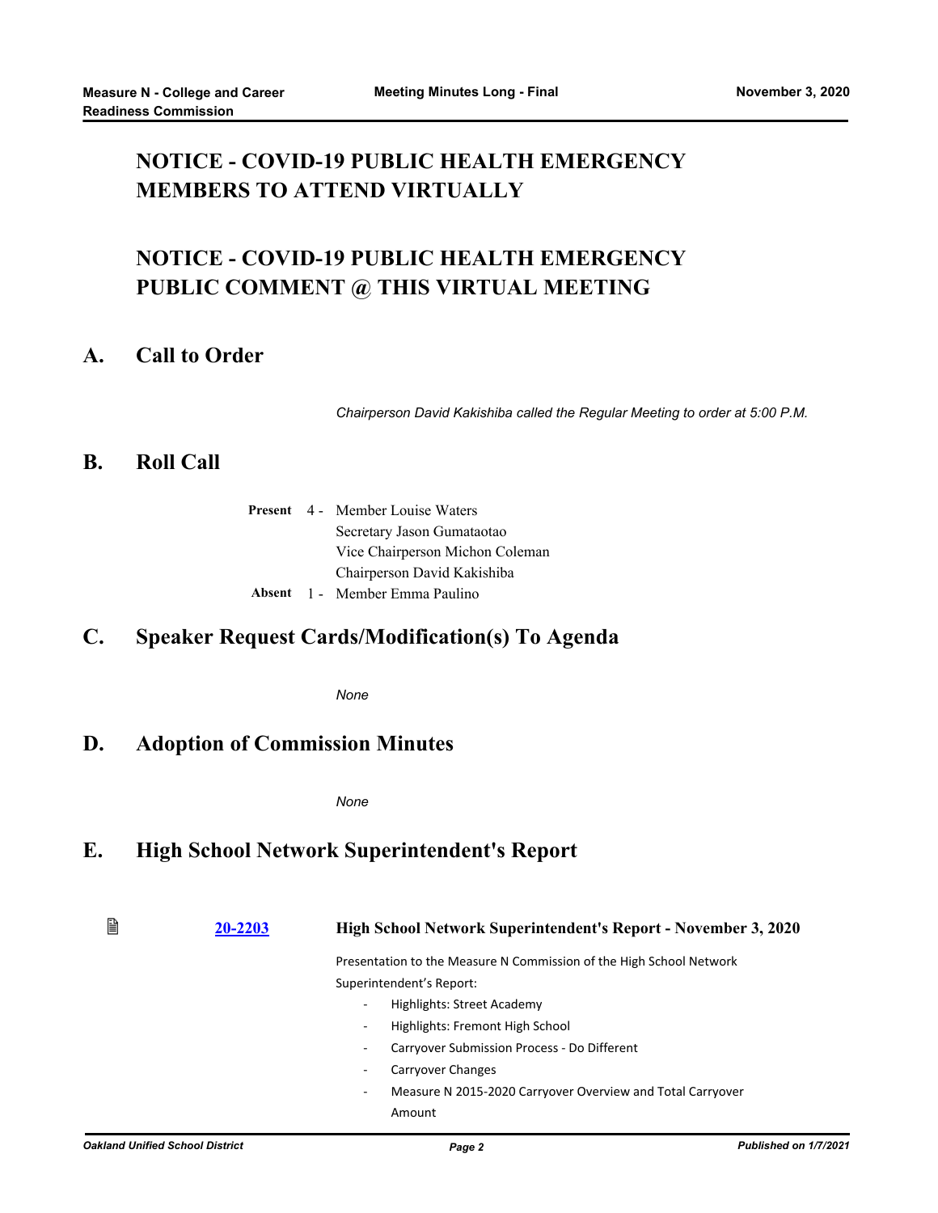# NOTICE - COVID-19 PUBLIC HEALTH EMERGENCY MEMBERS TO ATTEND VIRTUALLY

# NOTICE - COVID-19 PUBLIC HEALTH EMERGENCY PUBLIC COMMENT @ THIS VIRTUAL MEETING

## A. Call to Order

*Chairperson David Kakishiba called the Regular Meeting to order at 5:00 P.M.*

## B. Roll Call

**Present** 4 - Member Louise Waters
Secretary Jason Gumataotao
Vice Chairperson Michon Coleman
Chairperson David Kakishiba

**Absent** 1 - Member Emma Paulino

## C. Speaker Request Cards/Modification(s) To Agenda

*None*

## D. Adoption of Commission Minutes

*None*

## E. High School Network Superintendent's Report

[20-2203](20-2203) **High School Network Superintendent's Report - November 3, 2020**

Presentation to the Measure N Commission of the High School Network Superintendent's Report:

- Highlights: Street Academy
- Highlights: Fremont High School
- Carryover Submission Process - Do Different
- Carryover Changes
- Measure N 2015-2020 Carryover Overview and Total Carryover Amount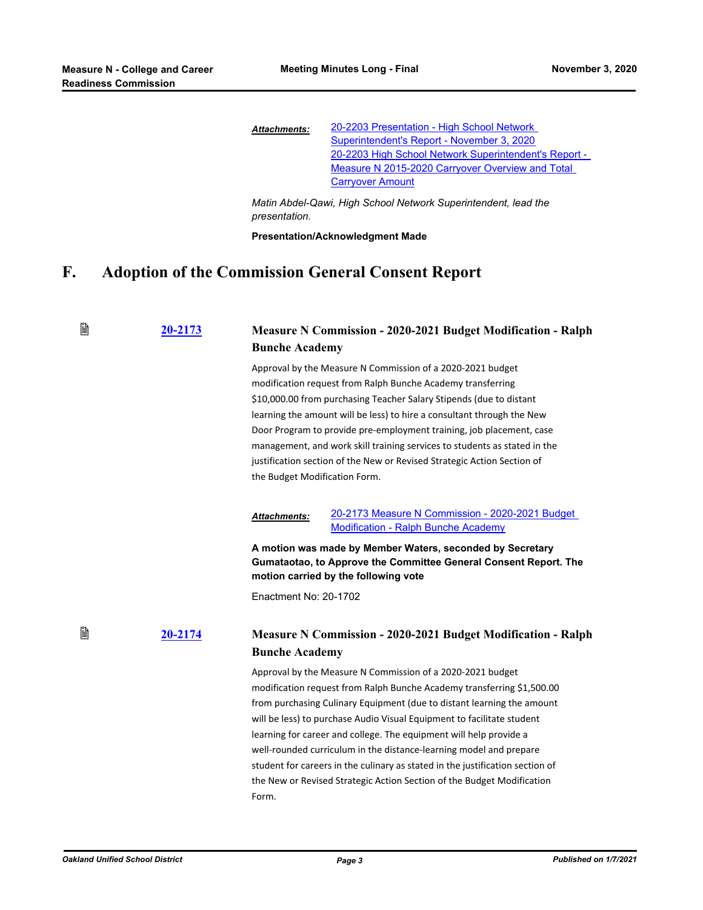*Attachments:* 20-2203 Presentation - High School Network Superintendent's Report - November 3, 2020
20-2203 High School Network Superintendent's Report - Measure N 2015-2020 Carryover Overview and Total Carryover Amount

*Matin Abdel-Qawi, High School Network Superintendent, lead the presentation.*

**Presentation/Acknowledgment Made**

# F. Adoption of the Commission General Consent Report

### 20-2173 Measure N Commission - 2020-2021 Budget Modification - Ralph Bunche Academy

Approval by the Measure N Commission of a 2020-2021 budget modification request from Ralph Bunche Academy transferring $10,000.00 from purchasing Teacher Salary Stipends (due to distant learning the amount will be less) to hire a consultant through the New Door Program to provide pre-employment training, job placement, case management, and work skill training services to students as stated in the justification section of the New or Revised Strategic Action Section of the Budget Modification Form.

*Attachments:* 20-2173 Measure N Commission - 2020-2021 Budget Modification - Ralph Bunche Academy

**A motion was made by Member Waters, seconded by Secretary Gumataotao, to Approve the Committee General Consent Report. The motion carried by the following vote**

Enactment No: 20-1702

### 20-2174 Measure N Commission - 2020-2021 Budget Modification - Ralph Bunche Academy

Approval by the Measure N Commission of a 2020-2021 budget modification request from Ralph Bunche Academy transferring $1,500.00 from purchasing Culinary Equipment (due to distant learning the amount will be less) to purchase Audio Visual Equipment to facilitate student learning for career and college. The equipment will help provide a well-rounded curriculum in the distance-learning model and prepare student for careers in the culinary as stated in the justification section of the New or Revised Strategic Action Section of the Budget Modification Form.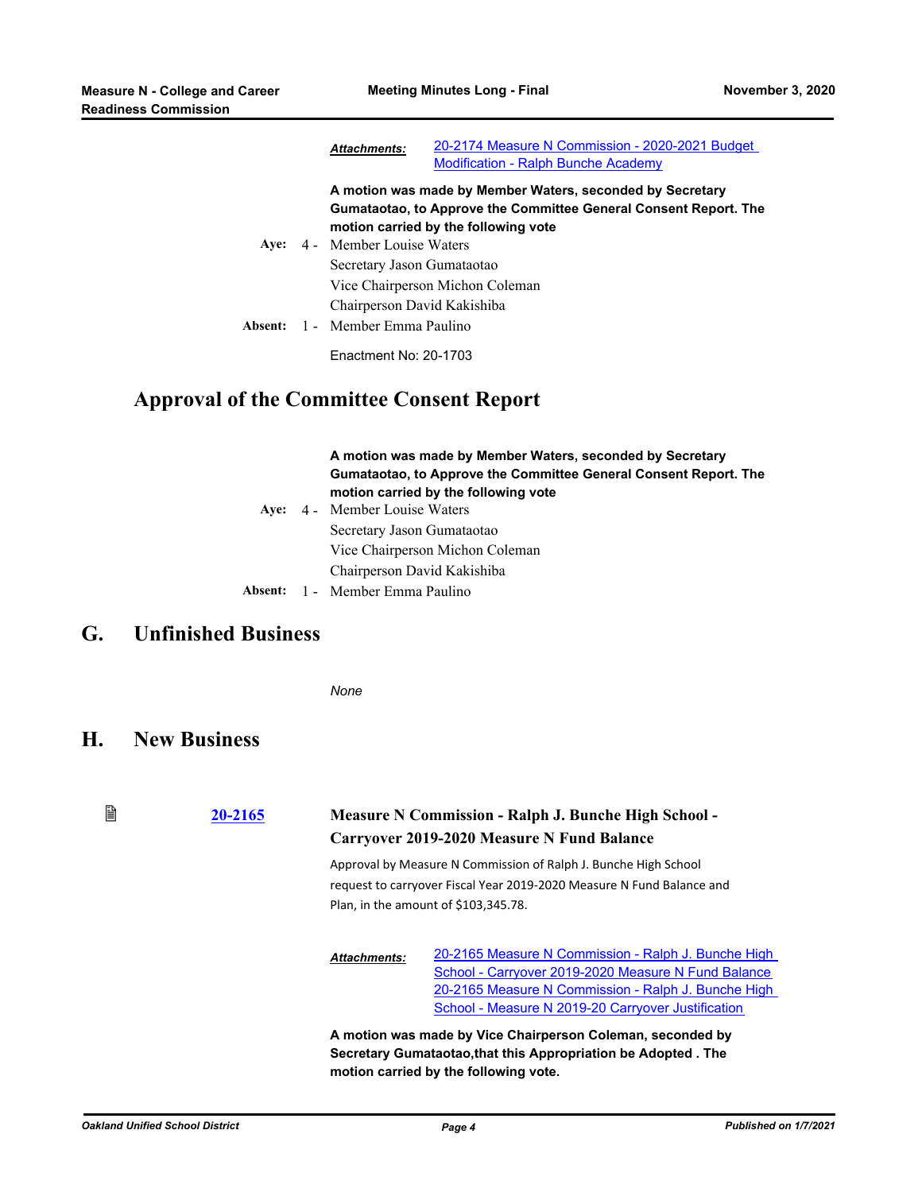***Attachments:*** 20-2174 Measure N Commission - 2020-2021 Budget Modification - Ralph Bunche Academy

**A motion was made by Member Waters, seconded by Secretary Gumataotao, to Approve the Committee General Consent Report. The motion carried by the following vote**

**Aye:** 4 - Member Louise Waters
Secretary Jason Gumataotao
Vice Chairperson Michon Coleman
Chairperson David Kakishiba

**Absent:** 1 - Member Emma Paulino

Enactment No: 20-1703

## Approval of the Committee Consent Report

**A motion was made by Member Waters, seconded by Secretary Gumataotao, to Approve the Committee General Consent Report. The motion carried by the following vote**

**Aye:** 4 - Member Louise Waters
Secretary Jason Gumataotao
Vice Chairperson Michon Coleman
Chairperson David Kakishiba

**Absent:** 1 - Member Emma Paulino

# G. Unfinished Business

*None*

# H. New Business

**20-2165** **Measure N Commission - Ralph J. Bunche High School - Carryover 2019-2020 Measure N Fund Balance**

Approval by Measure N Commission of Ralph J. Bunche High School request to carryover Fiscal Year 2019-2020 Measure N Fund Balance and Plan, in the amount of $103,345.78.

***Attachments:*** 20-2165 Measure N Commission - Ralph J. Bunche High School - Carryover 2019-2020 Measure N Fund Balance
20-2165 Measure N Commission - Ralph J. Bunche High School - Measure N 2019-20 Carryover Justification

**A motion was made by Vice Chairperson Coleman, seconded by Secretary Gumataotao,that this Appropriation be Adopted . The motion carried by the following vote.**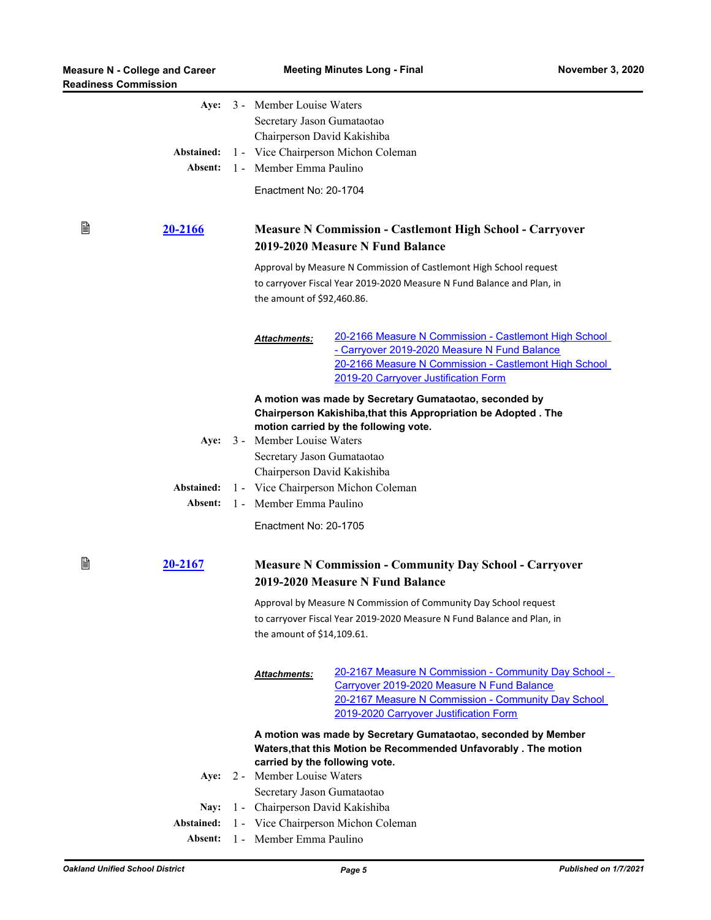| | | |
|---|---|---|
| **Aye:** | 3 - | Member Louise Waters |
| | | Secretary Jason Gumataotao |
| | | Chairperson David Kakishiba |
| **Abstained:** | 1 - | Vice Chairperson Michon Coleman |
| **Absent:** | 1 - | Member Emma Paulino |

Enactment No: 20-1704

### 20-2166 Measure N Commission - Castlemont High School - Carryover 2019-2020 Measure N Fund Balance

Approval by Measure N Commission of Castlemont High School request to carryover Fiscal Year 2019-2020 Measure N Fund Balance and Plan, in the amount of $92,460.86.

***Attachments:***
- 20-2166 Measure N Commission - Castlemont High School - Carryover 2019-2020 Measure N Fund Balance
- 20-2166 Measure N Commission - Castlemont High School 2019-20 Carryover Justification Form

**A motion was made by Secretary Gumataotao, seconded by Chairperson Kakishiba,that this Appropriation be Adopted . The motion carried by the following vote.**

| | | |
|---|---|---|
| **Aye:** | 3 - | Member Louise Waters |
| | | Secretary Jason Gumataotao |
| | | Chairperson David Kakishiba |
| **Abstained:** | 1 - | Vice Chairperson Michon Coleman |
| **Absent:** | 1 - | Member Emma Paulino |

Enactment No: 20-1705

### 20-2167 Measure N Commission - Community Day School - Carryover 2019-2020 Measure N Fund Balance

Approval by Measure N Commission of Community Day School request to carryover Fiscal Year 2019-2020 Measure N Fund Balance and Plan, in the amount of $14,109.61.

***Attachments:***
- 20-2167 Measure N Commission - Community Day School - Carryover 2019-2020 Measure N Fund Balance
- 20-2167 Measure N Commission - Community Day School 2019-2020 Carryover Justification Form

**A motion was made by Secretary Gumataotao, seconded by Member Waters,that this Motion be Recommended Unfavorably . The motion carried by the following vote.**

| | | |
|---|---|---|
| **Aye:** | 2 - | Member Louise Waters |
| | | Secretary Jason Gumataotao |
| **Nay:** | 1 - | Chairperson David Kakishiba |
| **Abstained:** | 1 - | Vice Chairperson Michon Coleman |
| **Absent:** | 1 - | Member Emma Paulino |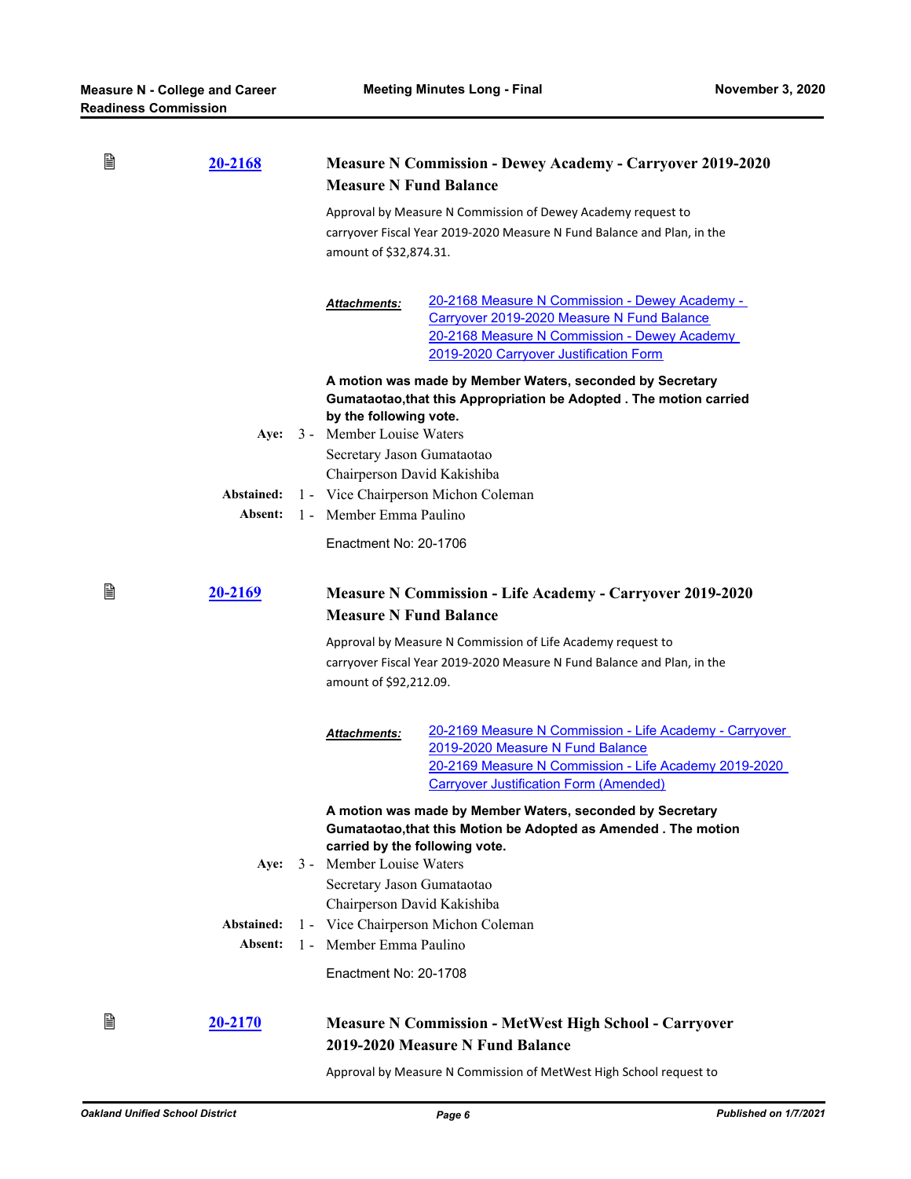**20-2168** **Measure N Commission - Dewey Academy - Carryover 2019-2020 Measure N Fund Balance**

Approval by Measure N Commission of Dewey Academy request to carryover Fiscal Year 2019-2020 Measure N Fund Balance and Plan, in the amount of $32,874.31.

***Attachments:*** 20-2168 Measure N Commission - Dewey Academy - Carryover 2019-2020 Measure N Fund Balance
20-2168 Measure N Commission - Dewey Academy 2019-2020 Carryover Justification Form

**A motion was made by Member Waters, seconded by Secretary Gumataotao,that this Appropriation be Adopted . The motion carried by the following vote.**

**Aye:** 3 - Member Louise Waters
Secretary Jason Gumataotao
Chairperson David Kakishiba

**Abstained:** 1 - Vice Chairperson Michon Coleman

**Absent:** 1 - Member Emma Paulino

Enactment No: 20-1706

**20-2169** **Measure N Commission - Life Academy - Carryover 2019-2020 Measure N Fund Balance**

Approval by Measure N Commission of Life Academy request to carryover Fiscal Year 2019-2020 Measure N Fund Balance and Plan, in the amount of $92,212.09.

***Attachments:*** 20-2169 Measure N Commission - Life Academy - Carryover 2019-2020 Measure N Fund Balance
20-2169 Measure N Commission - Life Academy 2019-2020 Carryover Justification Form (Amended)

**A motion was made by Member Waters, seconded by Secretary Gumataotao,that this Motion be Adopted as Amended . The motion carried by the following vote.**

**Aye:** 3 - Member Louise Waters
Secretary Jason Gumataotao
Chairperson David Kakishiba

**Abstained:** 1 - Vice Chairperson Michon Coleman

**Absent:** 1 - Member Emma Paulino

Enactment No: 20-1708

**20-2170** **Measure N Commission - MetWest High School - Carryover 2019-2020 Measure N Fund Balance**

Approval by Measure N Commission of MetWest High School request to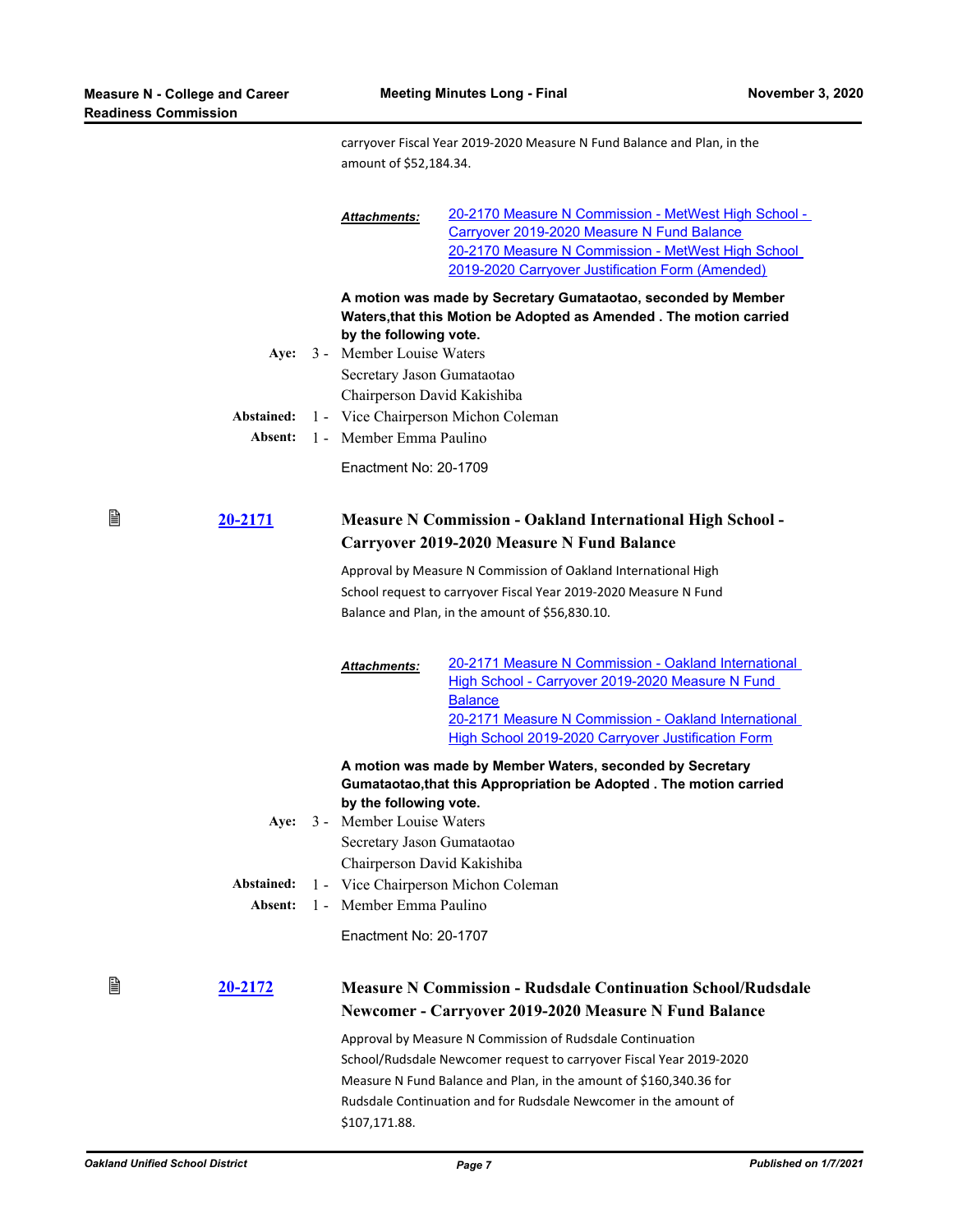carryover Fiscal Year 2019-2020 Measure N Fund Balance and Plan, in the amount of $52,184.34.

***Attachments:*** 20-2170 Measure N Commission - MetWest High School - Carryover 2019-2020 Measure N Fund Balance
20-2170 Measure N Commission - MetWest High School 2019-2020 Carryover Justification Form (Amended)

**A motion was made by Secretary Gumataotao, seconded by Member Waters,that this Motion be Adopted as Amended . The motion carried by the following vote.**

**Aye:** 3 - Member Louise Waters
Secretary Jason Gumataotao
Chairperson David Kakishiba

**Abstained:** 1 - Vice Chairperson Michon Coleman

**Absent:** 1 - Member Emma Paulino

Enactment No: 20-1709

## 20-2171 Measure N Commission - Oakland International High School - Carryover 2019-2020 Measure N Fund Balance

Approval by Measure N Commission of Oakland International High School request to carryover Fiscal Year 2019-2020 Measure N Fund Balance and Plan, in the amount of $56,830.10.

***Attachments:*** 20-2171 Measure N Commission - Oakland International High School - Carryover 2019-2020 Measure N Fund Balance
20-2171 Measure N Commission - Oakland International High School 2019-2020 Carryover Justification Form

**A motion was made by Member Waters, seconded by Secretary Gumataotao,that this Appropriation be Adopted . The motion carried by the following vote.**

**Aye:** 3 - Member Louise Waters
Secretary Jason Gumataotao
Chairperson David Kakishiba

**Abstained:** 1 - Vice Chairperson Michon Coleman

**Absent:** 1 - Member Emma Paulino

Enactment No: 20-1707

## 20-2172 Measure N Commission - Rudsdale Continuation School/Rudsdale Newcomer - Carryover 2019-2020 Measure N Fund Balance

Approval by Measure N Commission of Rudsdale Continuation School/Rudsdale Newcomer request to carryover Fiscal Year 2019-2020 Measure N Fund Balance and Plan, in the amount of $160,340.36 for Rudsdale Continuation and for Rudsdale Newcomer in the amount of $107,171.88.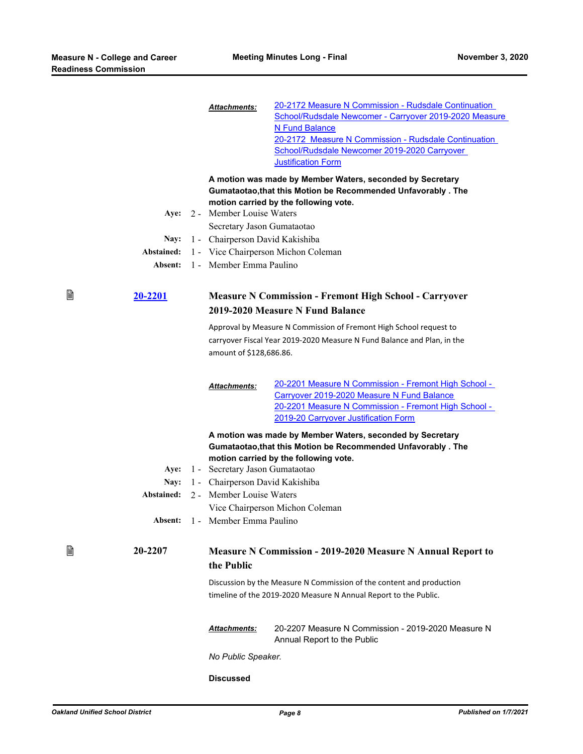**Attachments:** 20-2172 Measure N Commission - Rudsdale Continuation School/Rudsdale Newcomer - Carryover 2019-2020 Measure N Fund Balance
20-2172 Measure N Commission - Rudsdale Continuation School/Rudsdale Newcomer 2019-2020 Carryover Justification Form

**A motion was made by Member Waters, seconded by Secretary Gumataotao,that this Motion be Recommended Unfavorably . The motion carried by the following vote.**

**Aye:** 2 - Member Louise Waters
Secretary Jason Gumataotao

**Nay:** 1 - Chairperson David Kakishiba

**Abstained:** 1 - Vice Chairperson Michon Coleman

**Absent:** 1 - Member Emma Paulino

## 20-2201 Measure N Commission - Fremont High School - Carryover 2019-2020 Measure N Fund Balance

Approval by Measure N Commission of Fremont High School request to carryover Fiscal Year 2019-2020 Measure N Fund Balance and Plan, in the amount of $128,686.86.

**Attachments:** 20-2201 Measure N Commission - Fremont High School - Carryover 2019-2020 Measure N Fund Balance
20-2201 Measure N Commission - Fremont High School - 2019-20 Carryover Justification Form

**A motion was made by Member Waters, seconded by Secretary Gumataotao,that this Motion be Recommended Unfavorably . The motion carried by the following vote.**

**Aye:** 1 - Secretary Jason Gumataotao

**Nay:** 1 - Chairperson David Kakishiba

**Abstained:** 2 - Member Louise Waters
Vice Chairperson Michon Coleman

**Absent:** 1 - Member Emma Paulino

## 20-2207 Measure N Commission - 2019-2020 Measure N Annual Report to the Public

Discussion by the Measure N Commission of the content and production timeline of the 2019-2020 Measure N Annual Report to the Public.

**Attachments:** 20-2207 Measure N Commission - 2019-2020 Measure N Annual Report to the Public

*No Public Speaker.*

**Discussed**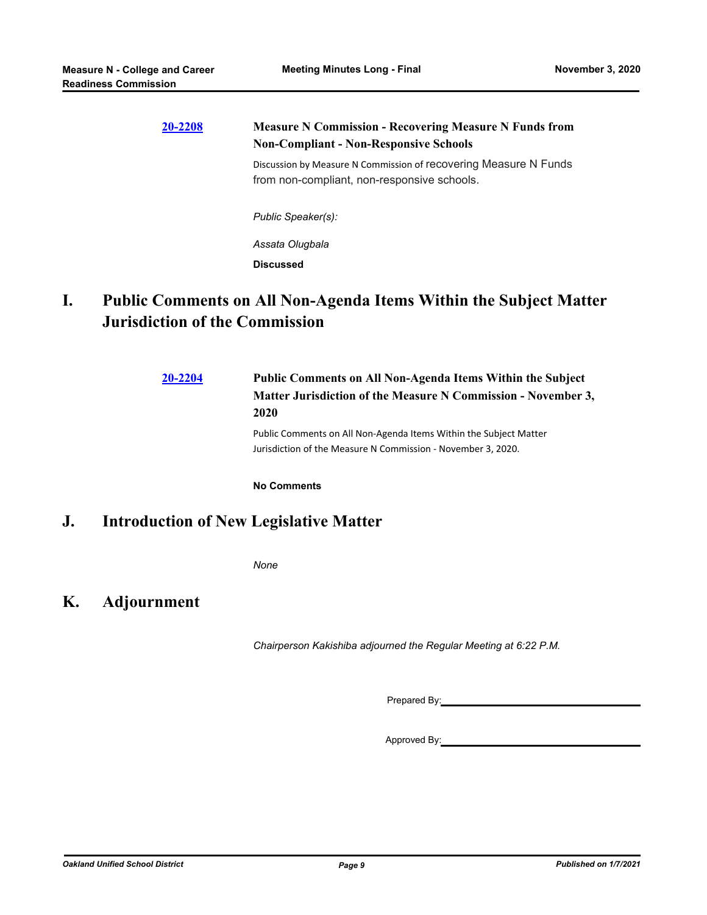**[20-2208](#)** **Measure N Commission - Recovering Measure N Funds from Non-Compliant - Non-Responsive Schools**

Discussion by Measure N Commission of recovering Measure N Funds from non-compliant, non-responsive schools.

*Public Speaker(s):*

*Assata Olugbala*

**Discussed**

## I. Public Comments on All Non-Agenda Items Within the Subject Matter Jurisdiction of the Commission

**[20-2204](#)** **Public Comments on All Non-Agenda Items Within the Subject Matter Jurisdiction of the Measure N Commission - November 3, 2020**

Public Comments on All Non-Agenda Items Within the Subject Matter Jurisdiction of the Measure N Commission - November 3, 2020.

**No Comments**

## J. Introduction of New Legislative Matter

*None*

## K. Adjournment

*Chairperson Kakishiba adjourned the Regular Meeting at 6:22 P.M.*

Prepared By: ______________________________

Approved By: ______________________________